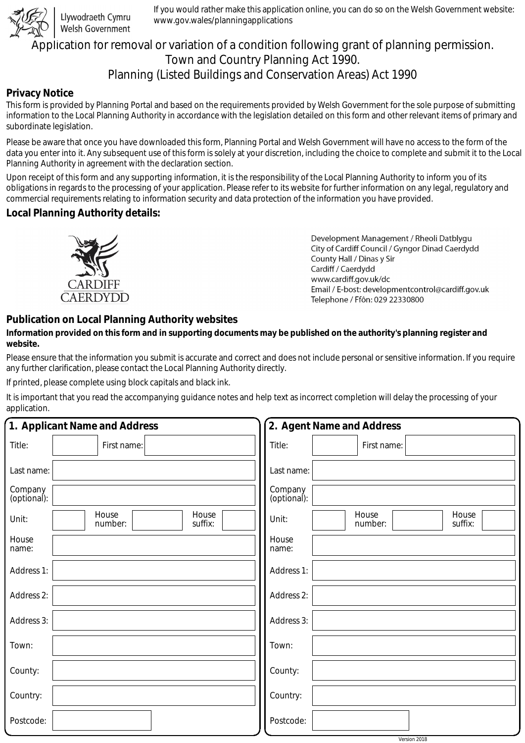Llywodraeth Cymru
Welsh Government

If you would rather make this application online, you can do so on the Welsh Government website: www.gov.wales/planningapplications

# Application for removal or variation of a condition following grant of planning permission. Town and Country Planning Act 1990. Planning (Listed Buildings and Conservation Areas) Act 1990

## Privacy Notice

This form is provided by Planning Portal and based on the requirements provided by Welsh Government for the sole purpose of submitting information to the Local Planning Authority in accordance with the legislation detailed on this form and other relevant items of primary and subordinate legislation.

Please be aware that once you have downloaded this form, Planning Portal and Welsh Government will have no access to the form of the data you enter into it. Any subsequent use of this form is solely at your discretion, including the choice to complete and submit it to the Local Planning Authority in agreement with the declaration section.

Upon receipt of this form and any supporting information, it is the responsibility of the Local Planning Authority to inform you of its obligations in regards to the processing of your application. Please refer to its website for further information on any legal, regulatory and commercial requirements relating to information security and data protection of the information you have provided.

## Local Planning Authority details:

CARDIFF
CAERDYDD

Development Management / Rheoli Datblygu
City of Cardiff Council / Gyngor Dinad Caerdydd
County Hall / Dinas y Sir
Cardiff / Caerdydd
www.cardiff.gov.uk/dc
Email / E-bost: developmentcontrol@cardiff.gov.uk
Telephone / Ffôn: 029 22330800

## Publication on Local Planning Authority websites

**Information provided on this form and in supporting documents may be published on the authority's planning register and website.**

Please ensure that the information you submit is accurate and correct and does not include personal or sensitive information. If you require any further clarification, please contact the Local Planning Authority directly.

If printed, please complete using block capitals and black ink.

It is important that you read the accompanying guidance notes and help text as incorrect completion will delay the processing of your application.

## 1. Applicant Name and Address

| | |
|---|---|
| Title: | First name: |
| Last name: | |
| Company (optional): | |
| Unit: | House number: House suffix: |
| House name: | |
| Address 1: | |
| Address 2: | |
| Address 3: | |
| Town: | |
| County: | |
| Country: | |
| Postcode: | |

## 2. Agent Name and Address

| | |
|---|---|
| Title: | First name: |
| Last name: | |
| Company (optional): | |
| Unit: | House number: House suffix: |
| House name: | |
| Address 1: | |
| Address 2: | |
| Address 3: | |
| Town: | |
| County: | |
| Country: | |
| Postcode: | |

Version 2018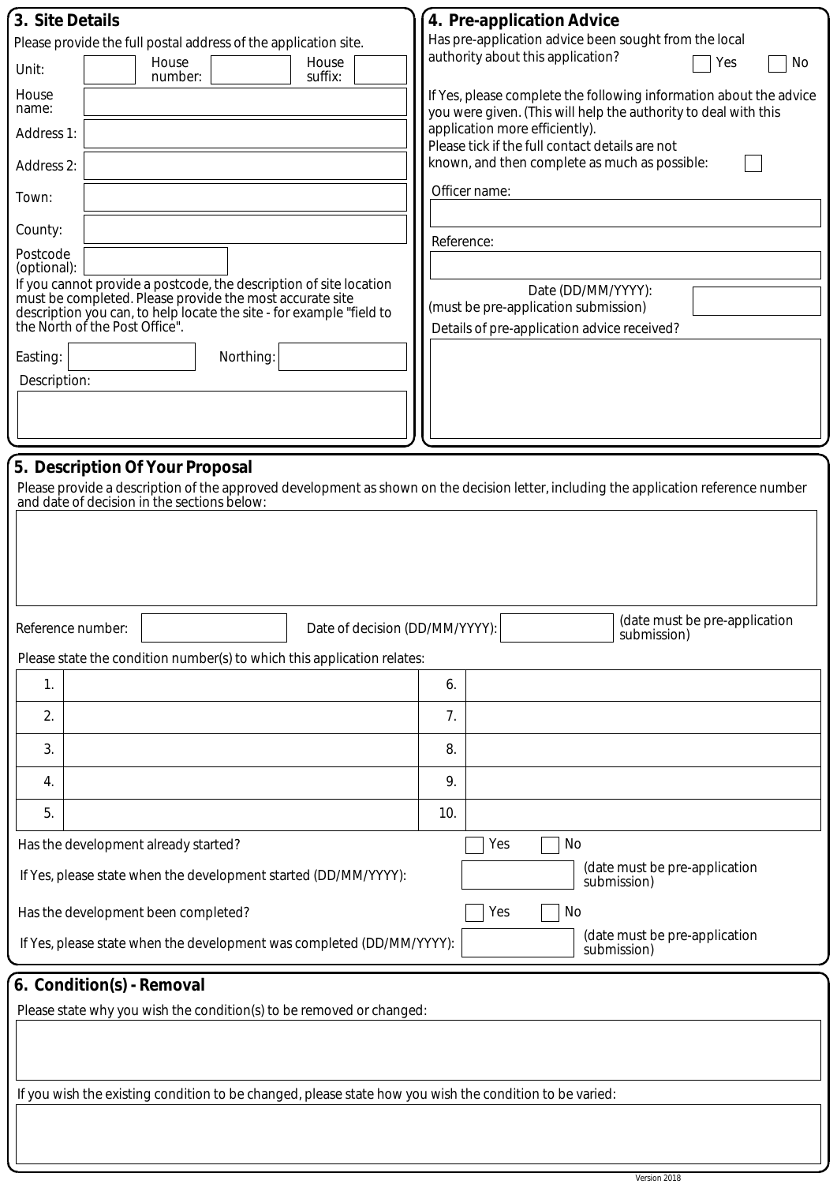## 3. Site Details

Please provide the full postal address of the application site.

Unit: 
House number: 
House suffix: 
House name: 
Address 1: 
Address 2: 
Town: 
County: 
Postcode (optional): 

If you cannot provide a postcode, the description of site location must be completed. Please provide the most accurate site description you can, to help locate the site - for example "field to the North of the Post Office".

Easting: 
Northing: 
Description: 

## 4. Pre-application Advice

Has pre-application advice been sought from the local authority about this application? ☐ Yes ☐ No

If Yes, please complete the following information about the advice you were given. (This will help the authority to deal with this application more efficiently).

Please tick if the full contact details are not known, and then complete as much as possible: ☐

Officer name: 

Reference: 

Date (DD/MM/YYYY):
(must be pre-application submission)

Details of pre-application advice received?

## 5. Description Of Your Proposal

Please provide a description of the approved development as shown on the decision letter, including the application reference number and date of decision in the sections below:

Reference number: 
Date of decision (DD/MM/YYYY): (date must be pre-application submission)

Please state the condition number(s) to which this application relates:

| | | | |
|---|---|---|---|
| 1. | | 6. | |
| 2. | | 7. | |
| 3. | | 8. | |
| 4. | | 9. | |
| 5. | | 10. | |

Has the development already started? ☐ Yes ☐ No

If Yes, please state when the development started (DD/MM/YYYY): (date must be pre-application submission)

Has the development been completed? ☐ Yes ☐ No

If Yes, please state when the development was completed (DD/MM/YYYY): (date must be pre-application submission)

## 6. Condition(s) - Removal

Please state why you wish the condition(s) to be removed or changed:

If you wish the existing condition to be changed, please state how you wish the condition to be varied:

Version 2018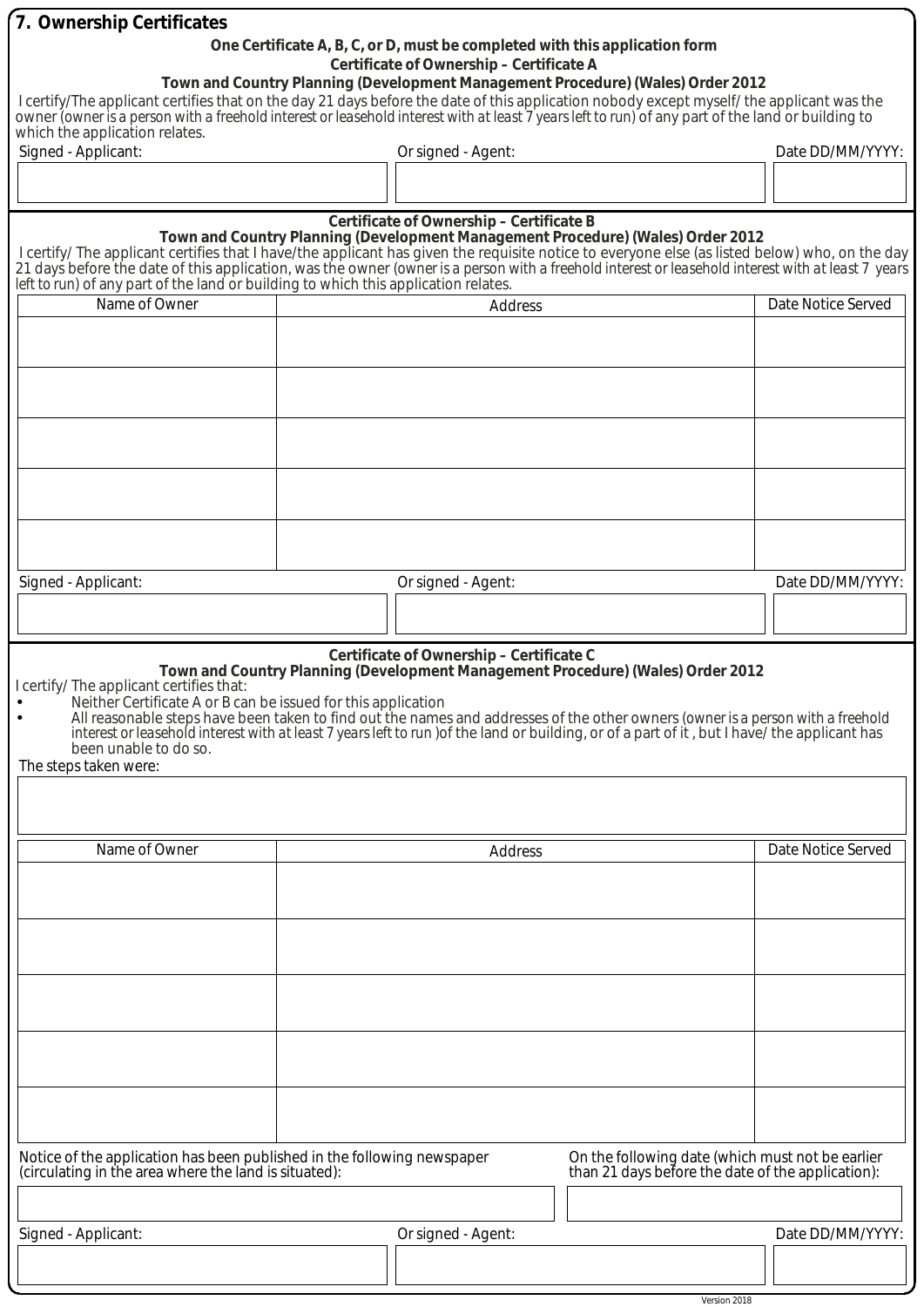## 7. Ownership Certificates

**One Certificate A, B, C, or D, must be completed with this application form**

**Certificate of Ownership – Certificate A**

**Town and Country Planning (Development Management Procedure) (Wales) Order 2012**

I certify/The applicant certifies that on the day 21 days before the date of this application nobody except myself/ the applicant was the owner (owner is a person with a freehold interest or leasehold interest with at least 7 years left to run) of any part of the land or building to which the application relates.

| Signed - Applicant: | Or signed - Agent: | Date DD/MM/YYYY: |
|---|---|---|
| | | |

**Certificate of Ownership – Certificate B**

**Town and Country Planning (Development Management Procedure) (Wales) Order 2012**

I certify/ The applicant certifies that I have/the applicant has given the requisite notice to everyone else (as listed below) who, on the day 21 days before the date of this application, was the owner (owner is a person with a freehold interest or leasehold interest with at least 7 years left to run) of any part of the land or building to which this application relates.

| Name of Owner | Address | Date Notice Served |
|---|---|---|
| | | |
| | | |
| | | |
| | | |
| | | |

| Signed - Applicant: | Or signed - Agent: | Date DD/MM/YYYY: |
|---|---|---|
| | | |

**Certificate of Ownership – Certificate C**

**Town and Country Planning (Development Management Procedure) (Wales) Order 2012**

I certify/ The applicant certifies that:

- Neither Certificate A or B can be issued for this application
- All reasonable steps have been taken to find out the names and addresses of the other owners (owner is a person with a freehold interest or leasehold interest with at least 7 years left to run )of the land or building, or of a part of it , but I have/ the applicant has been unable to do so.

The steps taken were:

| Name of Owner | Address | Date Notice Served |
|---|---|---|
| | | |
| | | |
| | | |
| | | |
| | | |

| Notice of the application has been published in the following newspaper (circulating in the area where the land is situated): | On the following date (which must not be earlier than 21 days before the date of the application): |
|---|---|
| | |

| Signed - Applicant: | Or signed - Agent: | Date DD/MM/YYYY: |
|---|---|---|
| | | |

Version 2018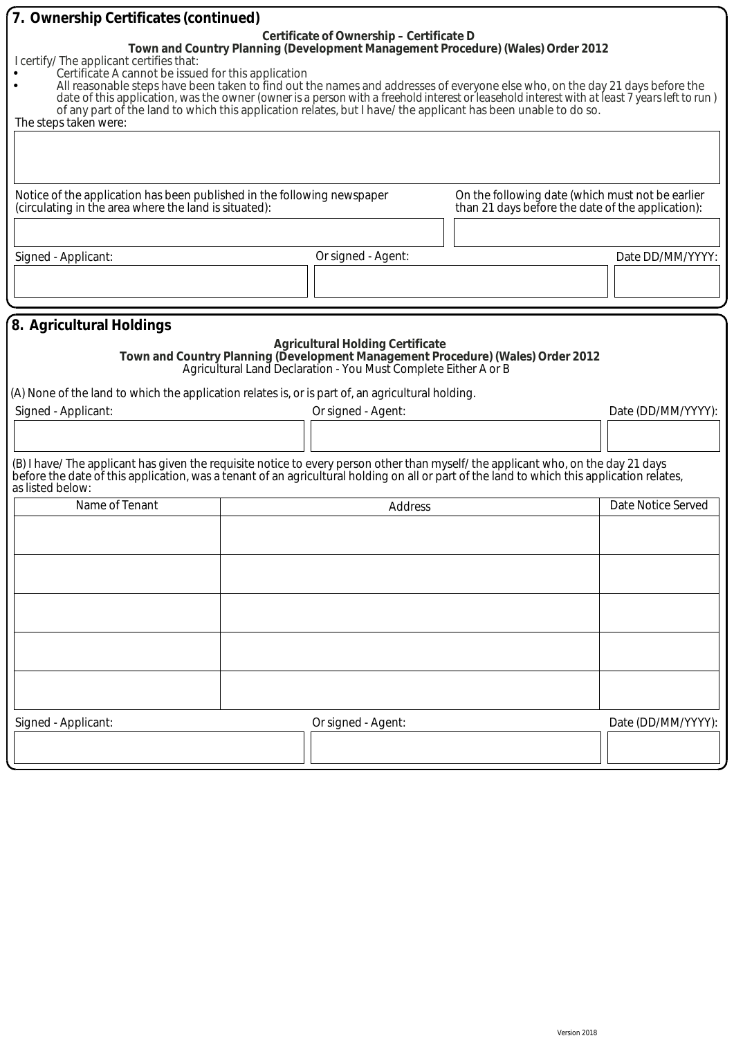## 7. Ownership Certificates (continued)

**Certificate of Ownership – Certificate D**
**Town and Country Planning (Development Management Procedure) (Wales) Order 2012**

I certify/ The applicant certifies that:

- Certificate A cannot be issued for this application
- All reasonable steps have been taken to find out the names and addresses of everyone else who, on the day 21 days before the date of this application, was the owner (owner is a person with a freehold interest or leasehold interest with at least 7 years left to run ) of any part of the land to which this application relates, but I have/ the applicant has been unable to do so.

The steps taken were:

| Notice of the application has been published in the following newspaper (circulating in the area where the land is situated): | On the following date (which must not be earlier than 21 days before the date of the application): |
|---|---|
| | |

| Signed - Applicant: | Or signed - Agent: | Date DD/MM/YYYY: |
|---|---|---|
| | | |

## 8. Agricultural Holdings

**Agricultural Holding Certificate**
**Town and Country Planning (Development Management Procedure) (Wales) Order 2012**
Agricultural Land Declaration - You Must Complete Either A or B

(A) None of the land to which the application relates is, or is part of, an agricultural holding.

| Signed - Applicant: | Or signed - Agent: | Date (DD/MM/YYYY): |
|---|---|---|
| | | |

(B) I have/ The applicant has given the requisite notice to every person other than myself/ the applicant who, on the day 21 days before the date of this application, was a tenant of an agricultural holding on all or part of the land to which this application relates, as listed below:

| Name of Tenant | Address | Date Notice Served |
|---|---|---|
| | | |
| | | |
| | | |
| | | |
| | | |

| Signed - Applicant: | Or signed - Agent: | Date (DD/MM/YYYY): |
|---|---|---|
| | | |

Version 2018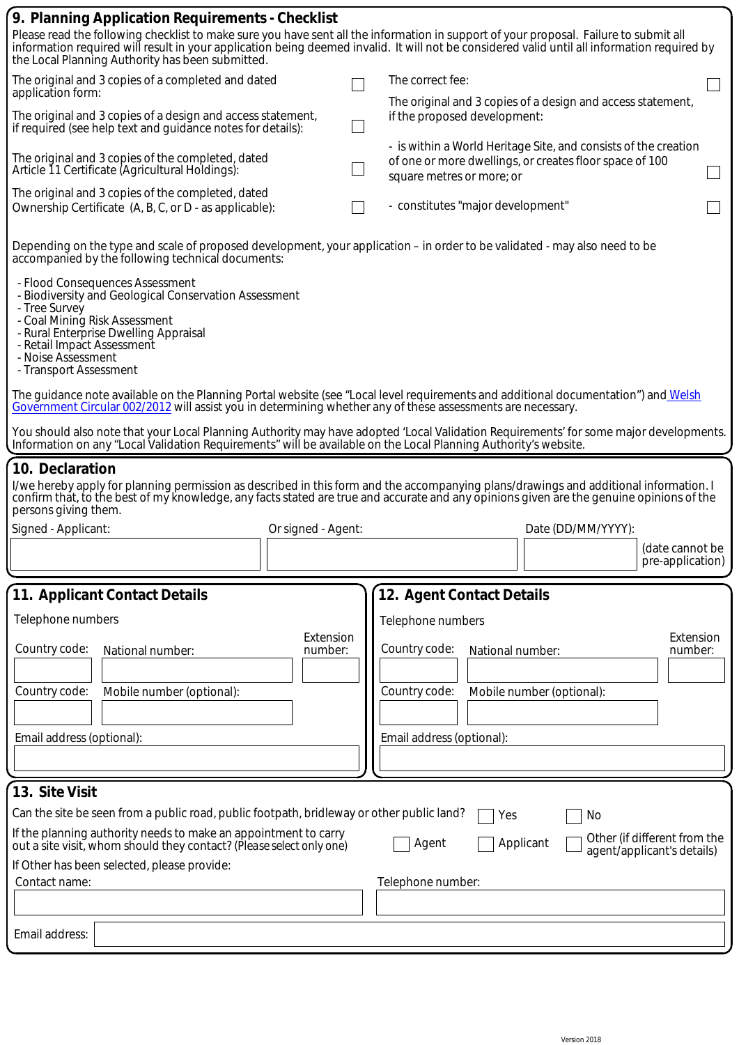## 9. Planning Application Requirements - Checklist

Please read the following checklist to make sure you have sent all the information in support of your proposal. Failure to submit all information required will result in your application being deemed invalid. It will not be considered valid until all information required by the Local Planning Authority has been submitted.

- The original and 3 copies of a completed and dated application form: ☐
- The original and 3 copies of a design and access statement, if required (see help text and guidance notes for details): ☐
- The original and 3 copies of the completed, dated Article 11 Certificate (Agricultural Holdings): ☐
- The original and 3 copies of the completed, dated Ownership Certificate (A, B, C, or D - as applicable): ☐
- The correct fee: ☐
- The original and 3 copies of a design and access statement, if the proposed development:
  - is within a World Heritage Site, and consists of the creation of one or more dwellings, or creates floor space of 100 square metres or more; or ☐
  - constitutes "major development" ☐

Depending on the type and scale of proposed development, your application – in order to be validated - may also need to be accompanied by the following technical documents:

- Flood Consequences Assessment
- Biodiversity and Geological Conservation Assessment
- Tree Survey
- Coal Mining Risk Assessment
- Rural Enterprise Dwelling Appraisal
- Retail Impact Assessment
- Noise Assessment
- Transport Assessment

The guidance note available on the Planning Portal website (see "Local level requirements and additional documentation") and Welsh Government Circular 002/2012 will assist you in determining whether any of these assessments are necessary.

You should also note that your Local Planning Authority may have adopted 'Local Validation Requirements' for some major developments. Information on any "Local Validation Requirements" will be available on the Local Planning Authority's website.

## 10. Declaration

I/we hereby apply for planning permission as described in this form and the accompanying plans/drawings and additional information. I confirm that, to the best of my knowledge, any facts stated are true and accurate and any opinions given are the genuine opinions of the persons giving them.

| Signed - Applicant: | Or signed - Agent: | Date (DD/MM/YYYY): |
|---|---|---|
| | | (date cannot be pre-application) |

## 11. Applicant Contact Details

Telephone numbers

| Country code: | National number: | Extension number: |
|---|---|---|
| | | |

| Country code: | Mobile number (optional): |
|---|---|
| | |

Email address (optional):

## 12. Agent Contact Details

Telephone numbers

| Country code: | National number: | Extension number: |
|---|---|---|
| | | |

| Country code: | Mobile number (optional): |
|---|---|
| | |

Email address (optional):

## 13. Site Visit

Can the site be seen from a public road, public footpath, bridleway or other public land? ☐ Yes ☐ No

If the planning authority needs to make an appointment to carry out a site visit, whom should they contact? (Please select only one) ☐ Agent ☐ Applicant ☐ Other (if different from the agent/applicant's details)

If Other has been selected, please provide:

| Contact name: | Telephone number: |
|---|---|
| | |

Email address:

Version 2018